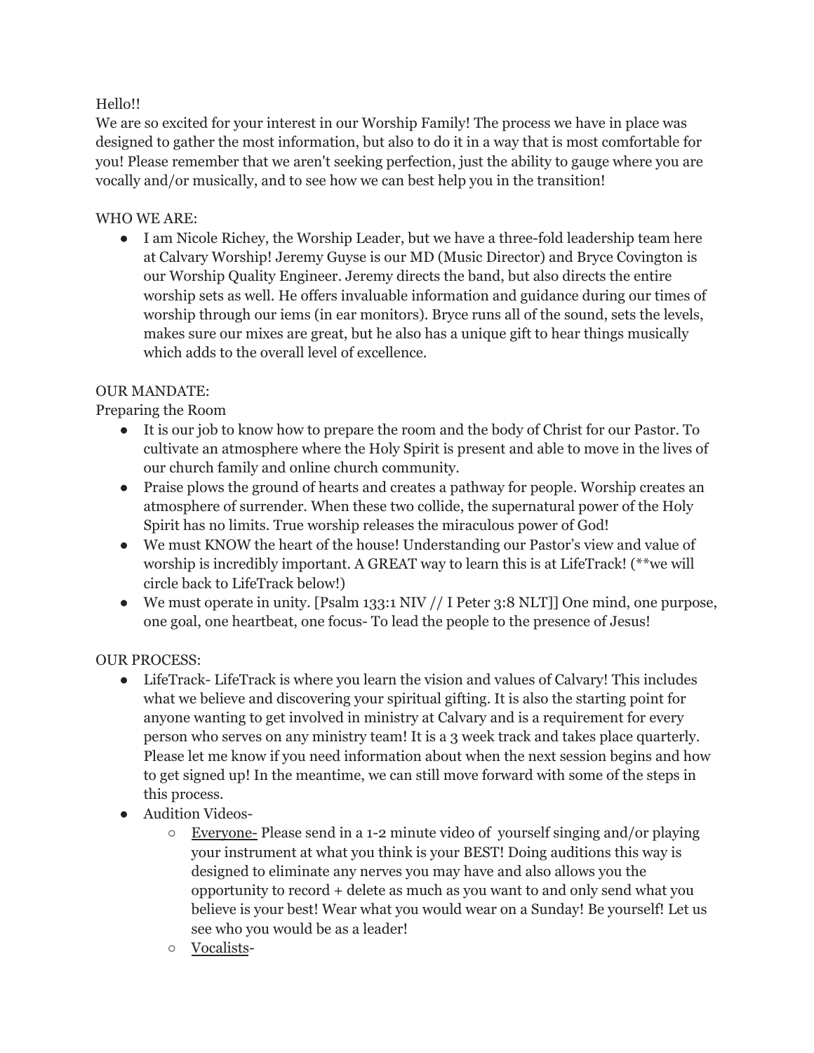Hello!!

We are so excited for your interest in our Worship Family! The process we have in place was designed to gather the most information, but also to do it in a way that is most comfortable for you! Please remember that we aren't seeking perfection, just the ability to gauge where you are vocally and/or musically, and to see how we can best help you in the transition!

WHO WE ARE:

- I am Nicole Richey, the Worship Leader, but we have a three-fold leadership team here at Calvary Worship! Jeremy Guyse is our MD (Music Director) and Bryce Covington is our Worship Quality Engineer. Jeremy directs the band, but also directs the entire worship sets as well. He offers invaluable information and guidance during our times of worship through our iems (in ear monitors). Bryce runs all of the sound, sets the levels, makes sure our mixes are great, but he also has a unique gift to hear things musically which adds to the overall level of excellence.

OUR MANDATE:

Preparing the Room

- It is our job to know how to prepare the room and the body of Christ for our Pastor. To cultivate an atmosphere where the Holy Spirit is present and able to move in the lives of our church family and online church community.
- Praise plows the ground of hearts and creates a pathway for people. Worship creates an atmosphere of surrender. When these two collide, the supernatural power of the Holy Spirit has no limits. True worship releases the miraculous power of God!
- We must KNOW the heart of the house! Understanding our Pastor's view and value of worship is incredibly important. A GREAT way to learn this is at LifeTrack! (**we will circle back to LifeTrack below!)
- We must operate in unity. [Psalm 133:1 NIV // I Peter 3:8 NLT]] One mind, one purpose, one goal, one heartbeat, one focus- To lead the people to the presence of Jesus!

OUR PROCESS:

- LifeTrack- LifeTrack is where you learn the vision and values of Calvary! This includes what we believe and discovering your spiritual gifting. It is also the starting point for anyone wanting to get involved in ministry at Calvary and is a requirement for every person who serves on any ministry team! It is a 3 week track and takes place quarterly. Please let me know if you need information about when the next session begins and how to get signed up! In the meantime, we can still move forward with some of the steps in this process.
- Audition Videos-
    - <u>Everyone-</u> Please send in a 1-2 minute video of yourself singing and/or playing your instrument at what you think is your BEST! Doing auditions this way is designed to eliminate any nerves you may have and also allows you the opportunity to record + delete as much as you want to and only send what you believe is your best! Wear what you would wear on a Sunday! Be yourself! Let us see who you would be as a leader!
    - <u>Vocalists</u>-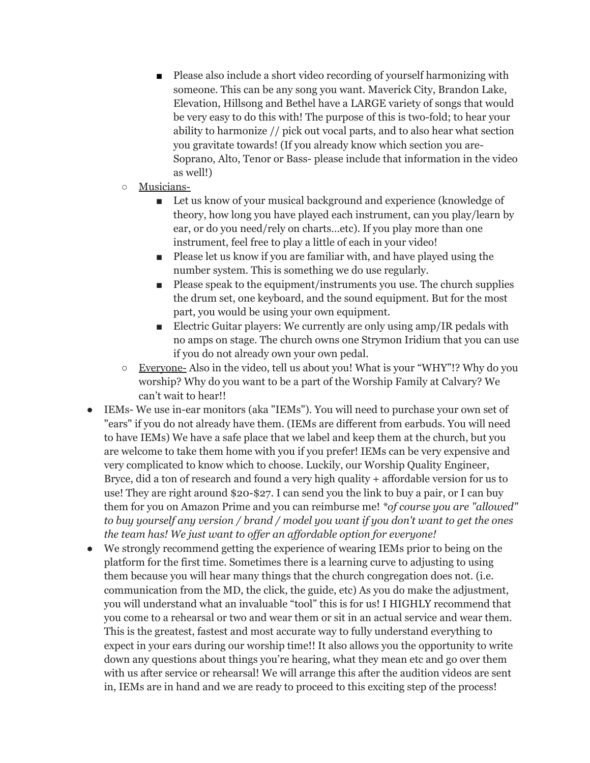- Please also include a short video recording of yourself harmonizing with someone. This can be any song you want. Maverick City, Brandon Lake, Elevation, Hillsong and Bethel have a LARGE variety of songs that would be very easy to do this with! The purpose of this is two-fold; to hear your ability to harmonize // pick out vocal parts, and to also hear what section you gravitate towards! (If you already know which section you are- Soprano, Alto, Tenor or Bass- please include that information in the video as well!)
    - <u>Musicians-</u>
        - Let us know of your musical background and experience (knowledge of theory, how long you have played each instrument, can you play/learn by ear, or do you need/rely on charts…etc). If you play more than one instrument, feel free to play a little of each in your video!
        - Please let us know if you are familiar with, and have played using the number system. This is something we do use regularly.
        - Please speak to the equipment/instruments you use. The church supplies the drum set, one keyboard, and the sound equipment. But for the most part, you would be using your own equipment.
        - Electric Guitar players: We currently are only using amp/IR pedals with no amps on stage. The church owns one Strymon Iridium that you can use if you do not already own your own pedal.
    - <u>Everyone-</u> Also in the video, tell us about you! What is your "WHY"!? Why do you worship? Why do you want to be a part of the Worship Family at Calvary? We can't wait to hear!!
- IEMs- We use in-ear monitors (aka "IEMs"). You will need to purchase your own set of "ears" if you do not already have them. (IEMs are different from earbuds. You will need to have IEMs) We have a safe place that we label and keep them at the church, but you are welcome to take them home with you if you prefer! IEMs can be very expensive and very complicated to know which to choose. Luckily, our Worship Quality Engineer, Bryce, did a ton of research and found a very high quality + affordable version for us to use! They are right around $20-$27. I can send you the link to buy a pair, or I can buy them for you on Amazon Prime and you can reimburse me! **of course you are "allowed" to buy yourself any version / brand / model you want if you don't want to get the ones the team has! We just want to offer an affordable option for everyone!*
- We strongly recommend getting the experience of wearing IEMs prior to being on the platform for the first time. Sometimes there is a learning curve to adjusting to using them because you will hear many things that the church congregation does not. (i.e. communication from the MD, the click, the guide, etc) As you do make the adjustment, you will understand what an invaluable "tool" this is for us! I HIGHLY recommend that you come to a rehearsal or two and wear them or sit in an actual service and wear them. This is the greatest, fastest and most accurate way to fully understand everything to expect in your ears during our worship time!! It also allows you the opportunity to write down any questions about things you're hearing, what they mean etc and go over them with us after service or rehearsal! We will arrange this after the audition videos are sent in, IEMs are in hand and we are ready to proceed to this exciting step of the process!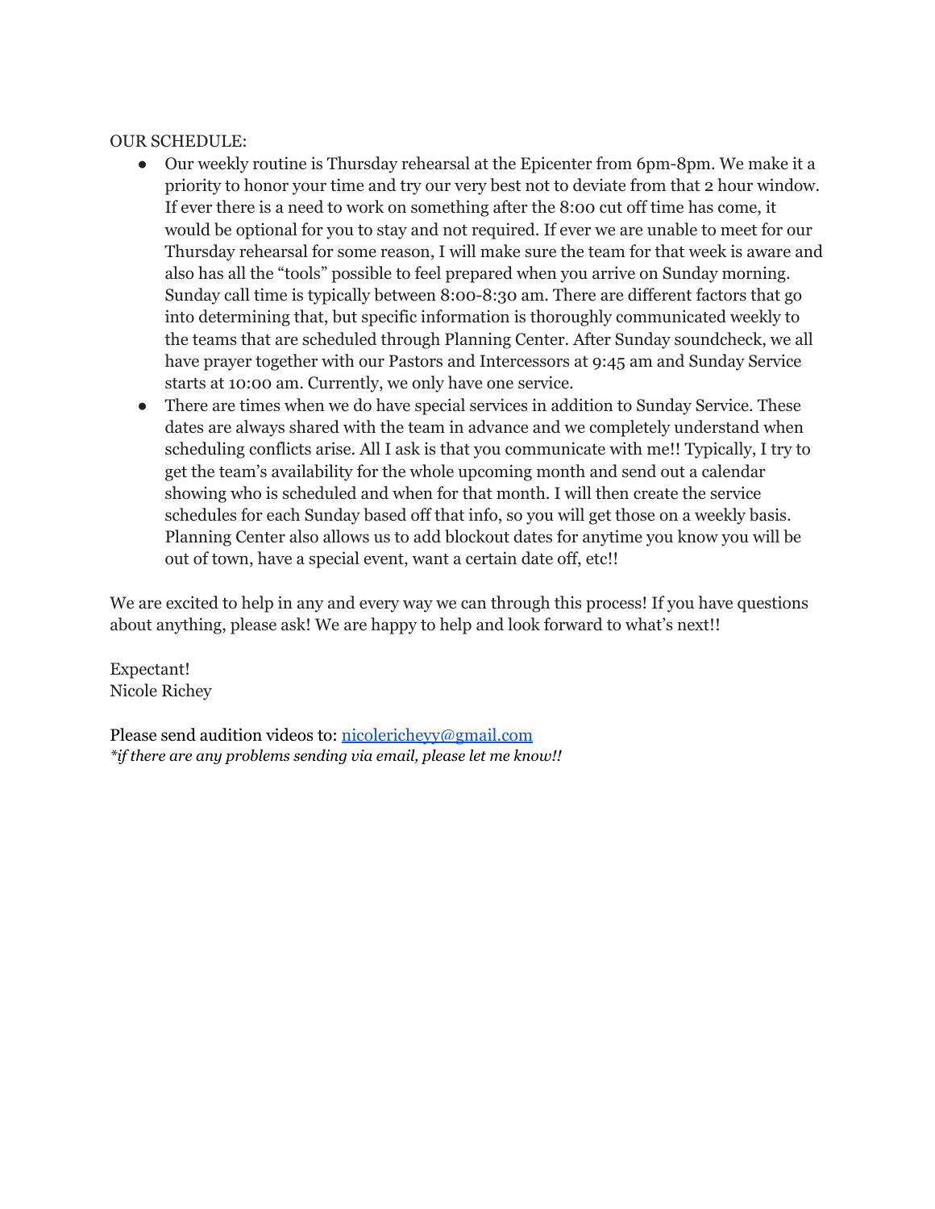OUR SCHEDULE:

- Our weekly routine is Thursday rehearsal at the Epicenter from 6pm-8pm. We make it a priority to honor your time and try our very best not to deviate from that 2 hour window. If ever there is a need to work on something after the 8:00 cut off time has come, it would be optional for you to stay and not required. If ever we are unable to meet for our Thursday rehearsal for some reason, I will make sure the team for that week is aware and also has all the "tools" possible to feel prepared when you arrive on Sunday morning. Sunday call time is typically between 8:00-8:30 am. There are different factors that go into determining that, but specific information is thoroughly communicated weekly to the teams that are scheduled through Planning Center. After Sunday soundcheck, we all have prayer together with our Pastors and Intercessors at 9:45 am and Sunday Service starts at 10:00 am. Currently, we only have one service.
- There are times when we do have special services in addition to Sunday Service. These dates are always shared with the team in advance and we completely understand when scheduling conflicts arise. All I ask is that you communicate with me!! Typically, I try to get the team's availability for the whole upcoming month and send out a calendar showing who is scheduled and when for that month. I will then create the service schedules for each Sunday based off that info, so you will get those on a weekly basis. Planning Center also allows us to add blockout dates for anytime you know you will be out of town, have a special event, want a certain date off, etc!!

We are excited to help in any and every way we can through this process! If you have questions about anything, please ask! We are happy to help and look forward to what's next!!

Expectant!
Nicole Richey

Please send audition videos to: [nicolericheyy@gmail.com](mailto:nicolericheyy@gmail.com)
*\*if there are any problems sending via email, please let me know!!*